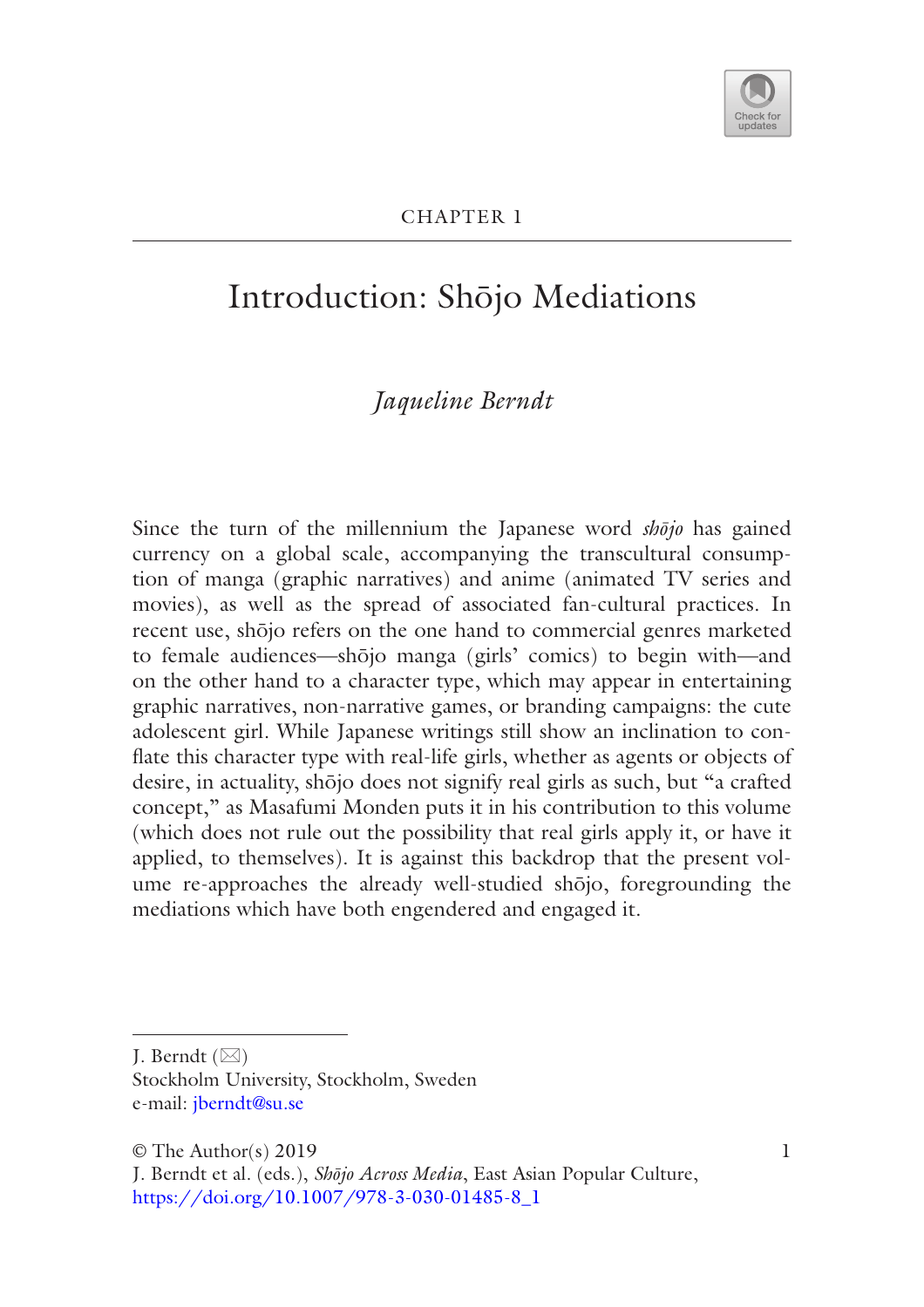CHAPTER 1

# Introduction: Shōjo Mediations

*Jaqueline Berndt*

Since the turn of the millennium the Japanese word *shōjo* has gained currency on a global scale, accompanying the transcultural consumption of manga (graphic narratives) and anime (animated TV series and movies), as well as the spread of associated fan-cultural practices. In recent use, shōjo refers on the one hand to commercial genres marketed to female audiences—shōjo manga (girls' comics) to begin with—and on the other hand to a character type, which may appear in entertaining graphic narratives, non-narrative games, or branding campaigns: the cute adolescent girl. While Japanese writings still show an inclination to conflate this character type with real-life girls, whether as agents or objects of desire, in actuality, shōjo does not signify real girls as such, but "a crafted concept," as Masafumi Monden puts it in his contribution to this volume (which does not rule out the possibility that real girls apply it, or have it applied, to themselves). It is against this backdrop that the present volume re-approaches the already well-studied shōjo, foregrounding the mediations which have both engendered and engaged it.

---

J. Berndt (✉)
Stockholm University, Stockholm, Sweden
e-mail: jberndt@su.se

© The Author(s) 2019
J. Berndt et al. (eds.), *Shōjo Across Media*, East Asian Popular Culture,
https://doi.org/10.1007/978-3-030-01485-8_1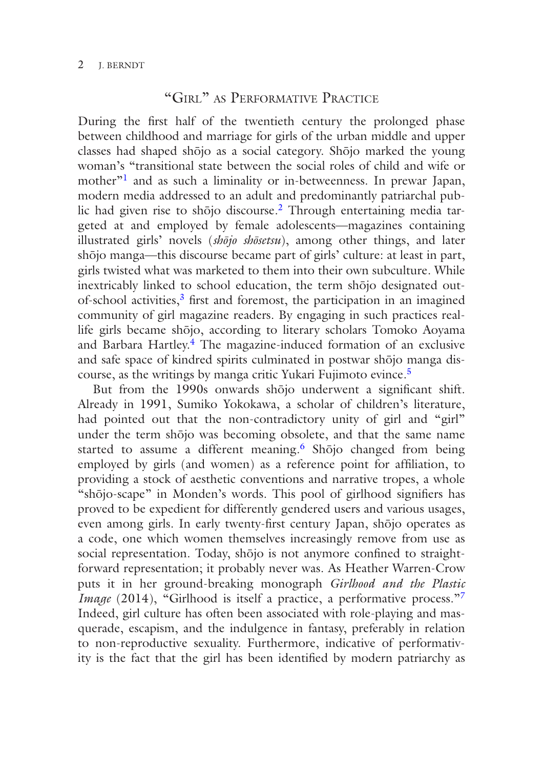## "Girl" as Performative Practice

During the first half of the twentieth century the prolonged phase between childhood and marriage for girls of the urban middle and upper classes had shaped shōjo as a social category. Shōjo marked the young woman's "transitional state between the social roles of child and wife or mother"[1] and as such a liminality or in-betweenness. In prewar Japan, modern media addressed to an adult and predominantly patriarchal public had given rise to shōjo discourse.[2] Through entertaining media targeted at and employed by female adolescents—magazines containing illustrated girls' novels (*shōjo shōsetsu*), among other things, and later shōjo manga—this discourse became part of girls' culture: at least in part, girls twisted what was marketed to them into their own subculture. While inextricably linked to school education, the term shōjo designated out-of-school activities,[3] first and foremost, the participation in an imagined community of girl magazine readers. By engaging in such practices real-life girls became shōjo, according to literary scholars Tomoko Aoyama and Barbara Hartley.[4] The magazine-induced formation of an exclusive and safe space of kindred spirits culminated in postwar shōjo manga discourse, as the writings by manga critic Yukari Fujimoto evince.[5]

But from the 1990s onwards shōjo underwent a significant shift. Already in 1991, Sumiko Yokokawa, a scholar of children's literature, had pointed out that the non-contradictory unity of girl and "girl" under the term shōjo was becoming obsolete, and that the same name started to assume a different meaning.[6] Shōjo changed from being employed by girls (and women) as a reference point for affiliation, to providing a stock of aesthetic conventions and narrative tropes, a whole "shōjo-scape" in Monden's words. This pool of girlhood signifiers has proved to be expedient for differently gendered users and various usages, even among girls. In early twenty-first century Japan, shōjo operates as a code, one which women themselves increasingly remove from use as social representation. Today, shōjo is not anymore confined to straightforward representation; it probably never was. As Heather Warren-Crow puts it in her ground-breaking monograph *Girlhood and the Plastic Image* (2014), "Girlhood is itself a practice, a performative process."[7] Indeed, girl culture has often been associated with role-playing and masquerade, escapism, and the indulgence in fantasy, preferably in relation to non-reproductive sexuality. Furthermore, indicative of performativity is the fact that the girl has been identified by modern patriarchy as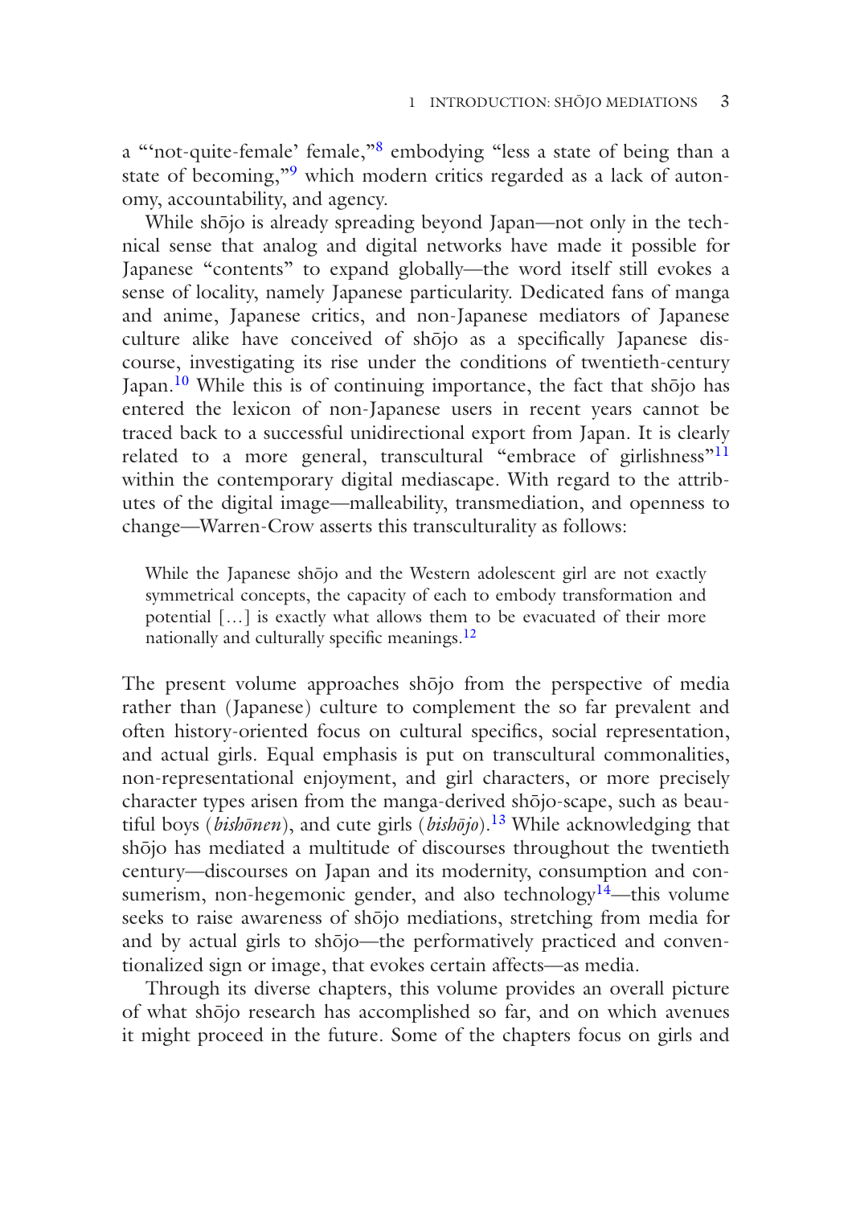a "'not-quite-female' female,"[8] embodying "less a state of being than a state of becoming,"[9] which modern critics regarded as a lack of autonomy, accountability, and agency.

While shōjo is already spreading beyond Japan—not only in the technical sense that analog and digital networks have made it possible for Japanese "contents" to expand globally—the word itself still evokes a sense of locality, namely Japanese particularity. Dedicated fans of manga and anime, Japanese critics, and non-Japanese mediators of Japanese culture alike have conceived of shōjo as a specifically Japanese discourse, investigating its rise under the conditions of twentieth-century Japan.[10] While this is of continuing importance, the fact that shōjo has entered the lexicon of non-Japanese users in recent years cannot be traced back to a successful unidirectional export from Japan. It is clearly related to a more general, transcultural "embrace of girlishness"[11] within the contemporary digital mediascape. With regard to the attributes of the digital image—malleability, transmediation, and openness to change—Warren-Crow asserts this transculturality as follows:

> While the Japanese shōjo and the Western adolescent girl are not exactly symmetrical concepts, the capacity of each to embody transformation and potential […] is exactly what allows them to be evacuated of their more nationally and culturally specific meanings.[12]

The present volume approaches shōjo from the perspective of media rather than (Japanese) culture to complement the so far prevalent and often history-oriented focus on cultural specifics, social representation, and actual girls. Equal emphasis is put on transcultural commonalities, non-representational enjoyment, and girl characters, or more precisely character types arisen from the manga-derived shōjo-scape, such as beautiful boys (*bishōnen*), and cute girls (*bishōjo*).[13] While acknowledging that shōjo has mediated a multitude of discourses throughout the twentieth century—discourses on Japan and its modernity, consumption and consumerism, non-hegemonic gender, and also technology[14]—this volume seeks to raise awareness of shōjo mediations, stretching from media for and by actual girls to shōjo—the performatively practiced and conventionalized sign or image, that evokes certain affects—as media.

Through its diverse chapters, this volume provides an overall picture of what shōjo research has accomplished so far, and on which avenues it might proceed in the future. Some of the chapters focus on girls and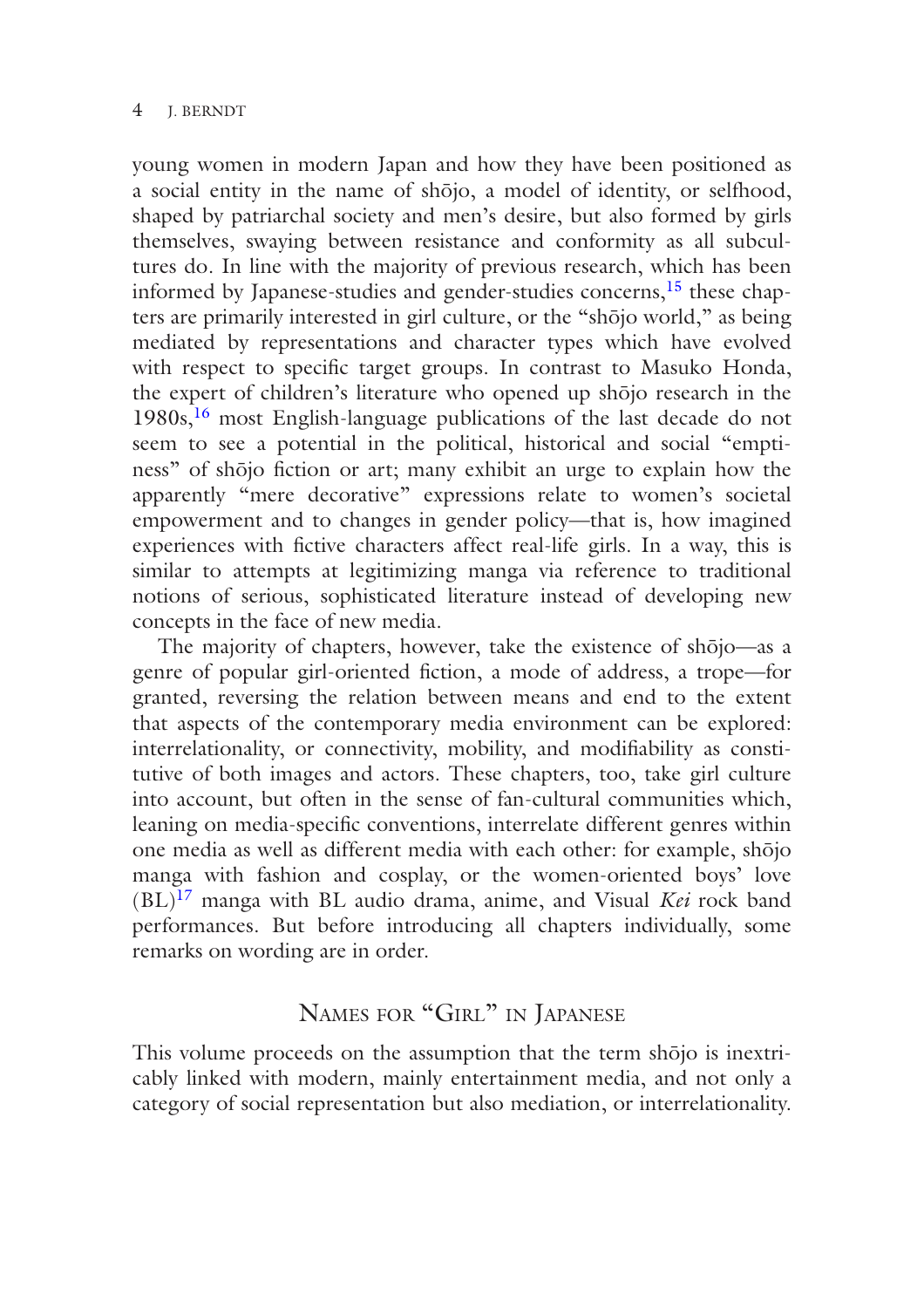young women in modern Japan and how they have been positioned as a social entity in the name of shōjo, a model of identity, or selfhood, shaped by patriarchal society and men's desire, but also formed by girls themselves, swaying between resistance and conformity as all subcultures do. In line with the majority of previous research, which has been informed by Japanese-studies and gender-studies concerns,[15] these chapters are primarily interested in girl culture, or the "shōjo world," as being mediated by representations and character types which have evolved with respect to specific target groups. In contrast to Masuko Honda, the expert of children's literature who opened up shōjo research in the 1980s,[16] most English-language publications of the last decade do not seem to see a potential in the political, historical and social "emptiness" of shōjo fiction or art; many exhibit an urge to explain how the apparently "mere decorative" expressions relate to women's societal empowerment and to changes in gender policy—that is, how imagined experiences with fictive characters affect real-life girls. In a way, this is similar to attempts at legitimizing manga via reference to traditional notions of serious, sophisticated literature instead of developing new concepts in the face of new media.

The majority of chapters, however, take the existence of shōjo—as a genre of popular girl-oriented fiction, a mode of address, a trope—for granted, reversing the relation between means and end to the extent that aspects of the contemporary media environment can be explored: interrelationality, or connectivity, mobility, and modifiability as constitutive of both images and actors. These chapters, too, take girl culture into account, but often in the sense of fan-cultural communities which, leaning on media-specific conventions, interrelate different genres within one media as well as different media with each other: for example, shōjo manga with fashion and cosplay, or the women-oriented boys' love (BL)[17] manga with BL audio drama, anime, and Visual *Kei* rock band performances. But before introducing all chapters individually, some remarks on wording are in order.

## Names for "Girl" in Japanese

This volume proceeds on the assumption that the term shōjo is inextricably linked with modern, mainly entertainment media, and not only a category of social representation but also mediation, or interrelationality.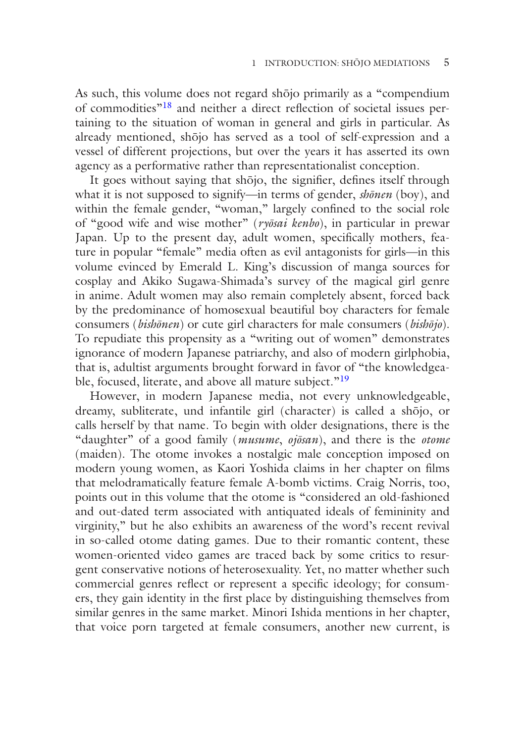As such, this volume does not regard shōjo primarily as a "compendium of commodities"[18] and neither a direct reflection of societal issues pertaining to the situation of woman in general and girls in particular. As already mentioned, shōjo has served as a tool of self-expression and a vessel of different projections, but over the years it has asserted its own agency as a performative rather than representationalist conception.

It goes without saying that shōjo, the signifier, defines itself through what it is not supposed to signify—in terms of gender, *shōnen* (boy), and within the female gender, "woman," largely confined to the social role of "good wife and wise mother" (*ryōsai kenbo*), in particular in prewar Japan. Up to the present day, adult women, specifically mothers, feature in popular "female" media often as evil antagonists for girls—in this volume evinced by Emerald L. King's discussion of manga sources for cosplay and Akiko Sugawa-Shimada's survey of the magical girl genre in anime. Adult women may also remain completely absent, forced back by the predominance of homosexual beautiful boy characters for female consumers (*bishōnen*) or cute girl characters for male consumers (*bishōjo*). To repudiate this propensity as a "writing out of women" demonstrates ignorance of modern Japanese patriarchy, and also of modern girlphobia, that is, adultist arguments brought forward in favor of "the knowledgeable, focused, literate, and above all mature subject."[19]

However, in modern Japanese media, not every unknowledgeable, dreamy, subliterate, und infantile girl (character) is called a shōjo, or calls herself by that name. To begin with older designations, there is the "daughter" of a good family (*musume*, *ojōsan*), and there is the *otome* (maiden). The otome invokes a nostalgic male conception imposed on modern young women, as Kaori Yoshida claims in her chapter on films that melodramatically feature female A-bomb victims. Craig Norris, too, points out in this volume that the otome is "considered an old-fashioned and out-dated term associated with antiquated ideals of femininity and virginity," but he also exhibits an awareness of the word's recent revival in so-called otome dating games. Due to their romantic content, these women-oriented video games are traced back by some critics to resurgent conservative notions of heterosexuality. Yet, no matter whether such commercial genres reflect or represent a specific ideology; for consumers, they gain identity in the first place by distinguishing themselves from similar genres in the same market. Minori Ishida mentions in her chapter, that voice porn targeted at female consumers, another new current, is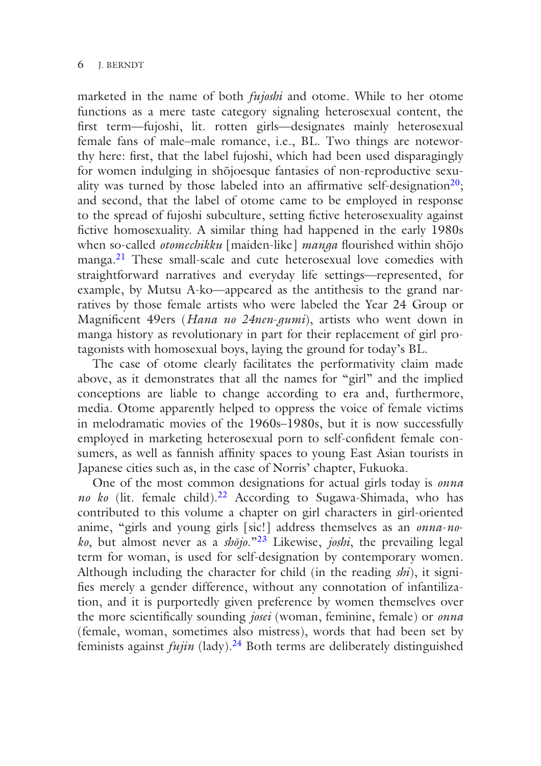marketed in the name of both *fujoshi* and otome. While to her otome functions as a mere taste category signaling heterosexual content, the first term—fujoshi, lit. rotten girls—designates mainly heterosexual female fans of male–male romance, i.e., BL. Two things are noteworthy here: first, that the label fujoshi, which had been used disparagingly for women indulging in shōjoesque fantasies of non-reproductive sexuality was turned by those labeled into an affirmative self-designation[20]; and second, that the label of otome came to be employed in response to the spread of fujoshi subculture, setting fictive heterosexuality against fictive homosexuality. A similar thing had happened in the early 1980s when so-called *otomechikku* [maiden-like] *manga* flourished within shōjo manga.[21] These small-scale and cute heterosexual love comedies with straightforward narratives and everyday life settings—represented, for example, by Mutsu A-ko—appeared as the antithesis to the grand narratives by those female artists who were labeled the Year 24 Group or Magnificent 49ers (*Hana no 24nen-gumi*), artists who went down in manga history as revolutionary in part for their replacement of girl protagonists with homosexual boys, laying the ground for today's BL.

The case of otome clearly facilitates the performativity claim made above, as it demonstrates that all the names for "girl" and the implied conceptions are liable to change according to era and, furthermore, media. Otome apparently helped to oppress the voice of female victims in melodramatic movies of the 1960s–1980s, but it is now successfully employed in marketing heterosexual porn to self-confident female consumers, as well as fannish affinity spaces to young East Asian tourists in Japanese cities such as, in the case of Norris' chapter, Fukuoka.

One of the most common designations for actual girls today is *onna no ko* (lit. female child).[22] According to Sugawa-Shimada, who has contributed to this volume a chapter on girl characters in girl-oriented anime, "girls and young girls [sic!] address themselves as an *onna-no-ko*, but almost never as a *shōjo*."[23] Likewise, *joshi*, the prevailing legal term for woman, is used for self-designation by contemporary women. Although including the character for child (in the reading *shi*), it signifies merely a gender difference, without any connotation of infantilization, and it is purportedly given preference by women themselves over the more scientifically sounding *josei* (woman, feminine, female) or *onna* (female, woman, sometimes also mistress), words that had been set by feminists against *fujin* (lady).[24] Both terms are deliberately distinguished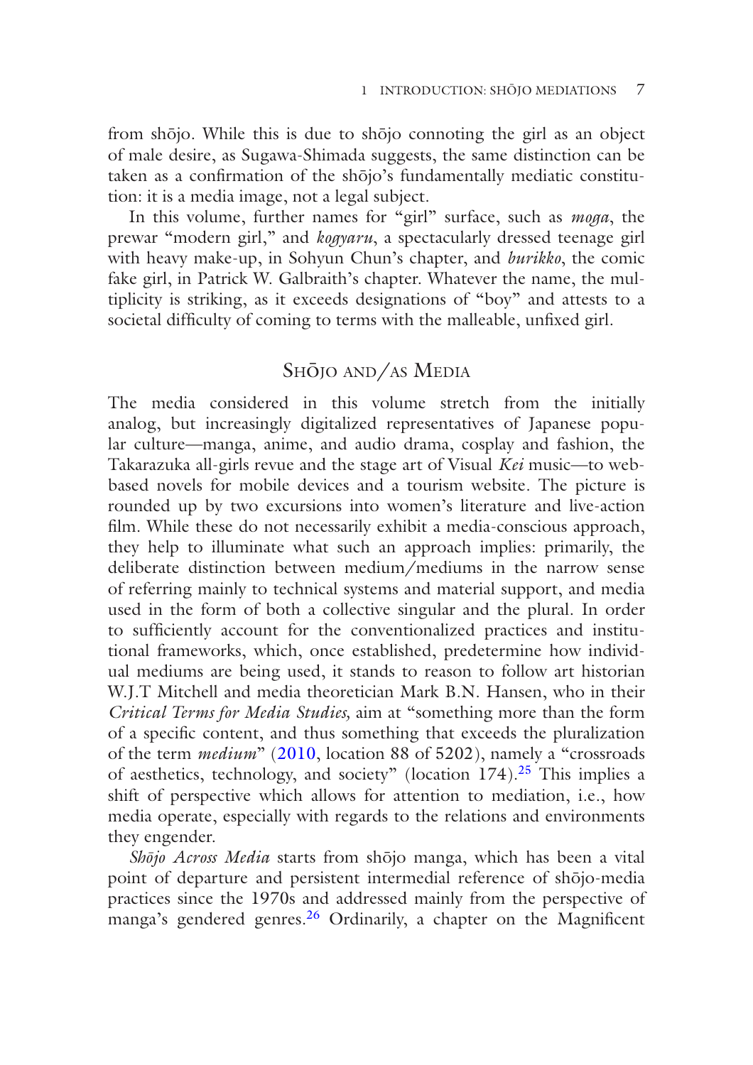from shōjo. While this is due to shōjo connoting the girl as an object of male desire, as Sugawa-Shimada suggests, the same distinction can be taken as a confirmation of the shōjo's fundamentally mediatic constitution: it is a media image, not a legal subject.

In this volume, further names for "girl" surface, such as *moga*, the prewar "modern girl," and *kogyaru*, a spectacularly dressed teenage girl with heavy make-up, in Sohyun Chun's chapter, and *burikko*, the comic fake girl, in Patrick W. Galbraith's chapter. Whatever the name, the multiplicity is striking, as it exceeds designations of "boy" and attests to a societal difficulty of coming to terms with the malleable, unfixed girl.

## Shōjo and/as Media

The media considered in this volume stretch from the initially analog, but increasingly digitalized representatives of Japanese popular culture—manga, anime, and audio drama, cosplay and fashion, the Takarazuka all-girls revue and the stage art of Visual *Kei* music—to web-based novels for mobile devices and a tourism website. The picture is rounded up by two excursions into women's literature and live-action film. While these do not necessarily exhibit a media-conscious approach, they help to illuminate what such an approach implies: primarily, the deliberate distinction between medium/mediums in the narrow sense of referring mainly to technical systems and material support, and media used in the form of both a collective singular and the plural. In order to sufficiently account for the conventionalized practices and institutional frameworks, which, once established, predetermine how individual mediums are being used, it stands to reason to follow art historian W.J.T Mitchell and media theoretician Mark B.N. Hansen, who in their *Critical Terms for Media Studies,* aim at "something more than the form of a specific content, and thus something that exceeds the pluralization of the term *medium*" (2010, location 88 of 5202), namely a "crossroads of aesthetics, technology, and society" (location 174).[25] This implies a shift of perspective which allows for attention to mediation, i.e., how media operate, especially with regards to the relations and environments they engender.

*Shōjo Across Media* starts from shōjo manga, which has been a vital point of departure and persistent intermedial reference of shōjo-media practices since the 1970s and addressed mainly from the perspective of manga's gendered genres.[26] Ordinarily, a chapter on the Magnificent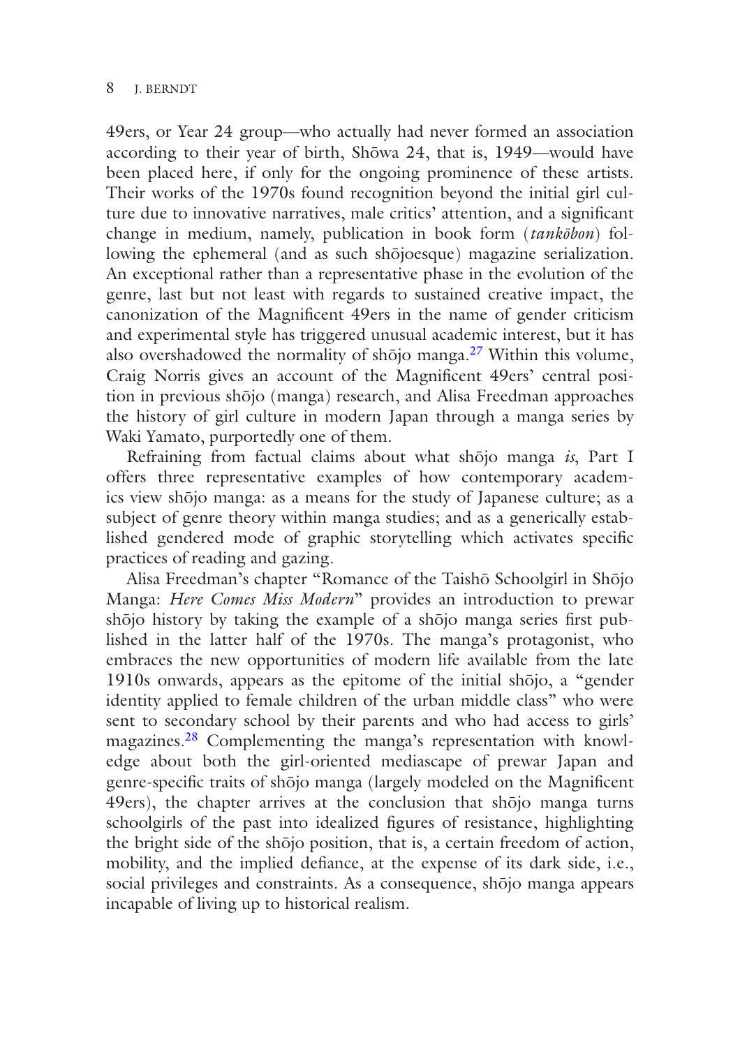49ers, or Year 24 group—who actually had never formed an association according to their year of birth, Shōwa 24, that is, 1949—would have been placed here, if only for the ongoing prominence of these artists. Their works of the 1970s found recognition beyond the initial girl culture due to innovative narratives, male critics' attention, and a significant change in medium, namely, publication in book form (*tankōbon*) following the ephemeral (and as such shōjoesque) magazine serialization. An exceptional rather than a representative phase in the evolution of the genre, last but not least with regards to sustained creative impact, the canonization of the Magnificent 49ers in the name of gender criticism and experimental style has triggered unusual academic interest, but it has also overshadowed the normality of shōjo manga.[27] Within this volume, Craig Norris gives an account of the Magnificent 49ers' central position in previous shōjo (manga) research, and Alisa Freedman approaches the history of girl culture in modern Japan through a manga series by Waki Yamato, purportedly one of them.

Refraining from factual claims about what shōjo manga *is*, Part I offers three representative examples of how contemporary academics view shōjo manga: as a means for the study of Japanese culture; as a subject of genre theory within manga studies; and as a generically established gendered mode of graphic storytelling which activates specific practices of reading and gazing.

Alisa Freedman's chapter "Romance of the Taishō Schoolgirl in Shōjo Manga: *Here Comes Miss Modern*" provides an introduction to prewar shōjo history by taking the example of a shōjo manga series first published in the latter half of the 1970s. The manga's protagonist, who embraces the new opportunities of modern life available from the late 1910s onwards, appears as the epitome of the initial shōjo, a "gender identity applied to female children of the urban middle class" who were sent to secondary school by their parents and who had access to girls' magazines.[28] Complementing the manga's representation with knowledge about both the girl-oriented mediascape of prewar Japan and genre-specific traits of shōjo manga (largely modeled on the Magnificent 49ers), the chapter arrives at the conclusion that shōjo manga turns schoolgirls of the past into idealized figures of resistance, highlighting the bright side of the shōjo position, that is, a certain freedom of action, mobility, and the implied defiance, at the expense of its dark side, i.e., social privileges and constraints. As a consequence, shōjo manga appears incapable of living up to historical realism.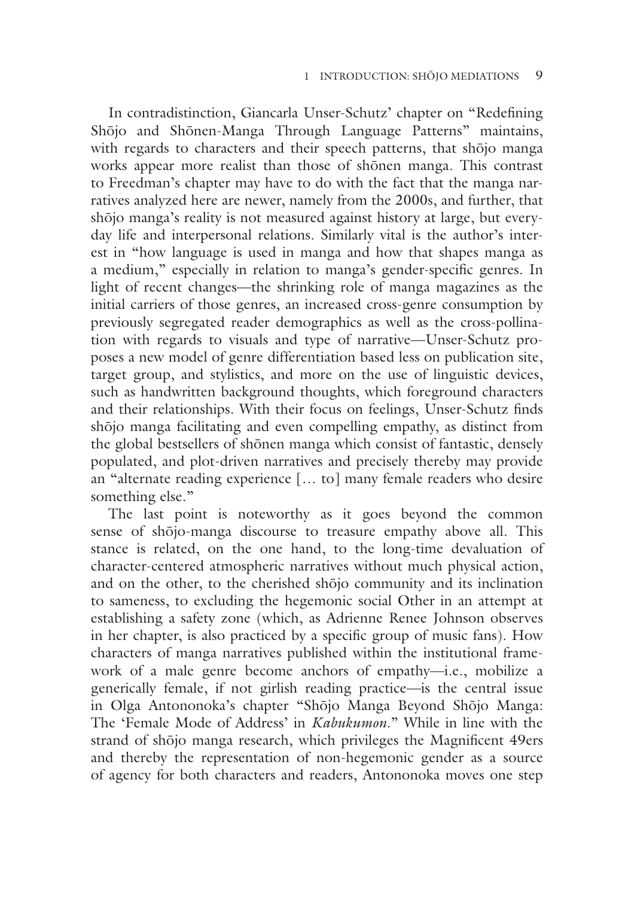In contradistinction, Giancarla Unser-Schutz' chapter on "Redefining Shōjo and Shōnen-Manga Through Language Patterns" maintains, with regards to characters and their speech patterns, that shōjo manga works appear more realist than those of shōnen manga. This contrast to Freedman's chapter may have to do with the fact that the manga narratives analyzed here are newer, namely from the 2000s, and further, that shōjo manga's reality is not measured against history at large, but everyday life and interpersonal relations. Similarly vital is the author's interest in "how language is used in manga and how that shapes manga as a medium," especially in relation to manga's gender-specific genres. In light of recent changes—the shrinking role of manga magazines as the initial carriers of those genres, an increased cross-genre consumption by previously segregated reader demographics as well as the cross-pollination with regards to visuals and type of narrative—Unser-Schutz proposes a new model of genre differentiation based less on publication site, target group, and stylistics, and more on the use of linguistic devices, such as handwritten background thoughts, which foreground characters and their relationships. With their focus on feelings, Unser-Schutz finds shōjo manga facilitating and even compelling empathy, as distinct from the global bestsellers of shōnen manga which consist of fantastic, densely populated, and plot-driven narratives and precisely thereby may provide an "alternate reading experience [… to] many female readers who desire something else."

The last point is noteworthy as it goes beyond the common sense of shōjo-manga discourse to treasure empathy above all. This stance is related, on the one hand, to the long-time devaluation of character-centered atmospheric narratives without much physical action, and on the other, to the cherished shōjo community and its inclination to sameness, to excluding the hegemonic social Other in an attempt at establishing a safety zone (which, as Adrienne Renee Johnson observes in her chapter, is also practiced by a specific group of music fans). How characters of manga narratives published within the institutional framework of a male genre become anchors of empathy—i.e., mobilize a generically female, if not girlish reading practice—is the central issue in Olga Antononoka's chapter "Shōjo Manga Beyond Shōjo Manga: The 'Female Mode of Address' in *Kabukumon*." While in line with the strand of shōjo manga research, which privileges the Magnificent 49ers and thereby the representation of non-hegemonic gender as a source of agency for both characters and readers, Antononoka moves one step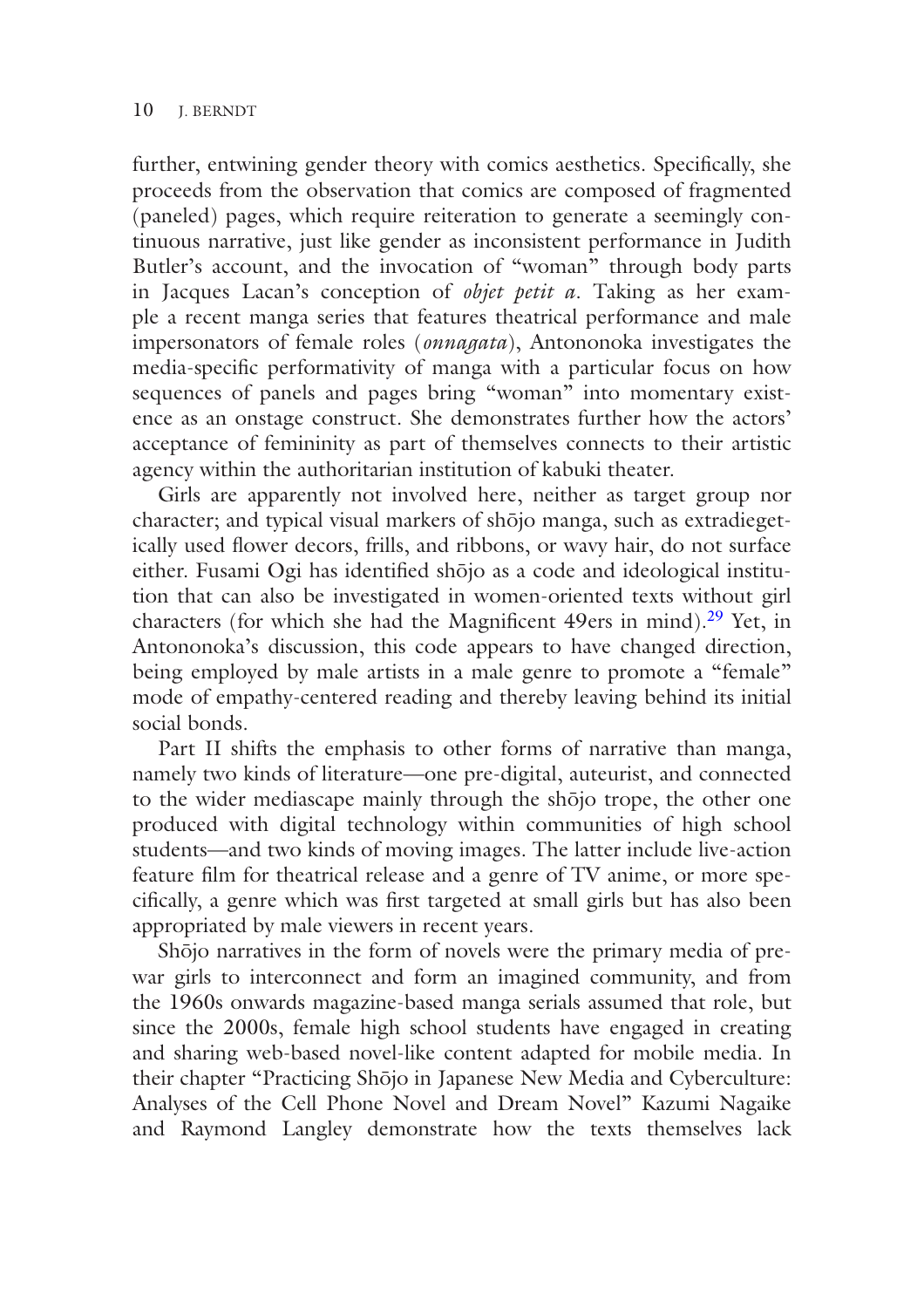further, entwining gender theory with comics aesthetics. Specifically, she proceeds from the observation that comics are composed of fragmented (paneled) pages, which require reiteration to generate a seemingly continuous narrative, just like gender as inconsistent performance in Judith Butler's account, and the invocation of "woman" through body parts in Jacques Lacan's conception of *objet petit a*. Taking as her example a recent manga series that features theatrical performance and male impersonators of female roles (*onnagata*), Antononoka investigates the media-specific performativity of manga with a particular focus on how sequences of panels and pages bring "woman" into momentary existence as an onstage construct. She demonstrates further how the actors' acceptance of femininity as part of themselves connects to their artistic agency within the authoritarian institution of kabuki theater.

Girls are apparently not involved here, neither as target group nor character; and typical visual markers of shōjo manga, such as extradiegetically used flower decors, frills, and ribbons, or wavy hair, do not surface either. Fusami Ogi has identified shōjo as a code and ideological institution that can also be investigated in women-oriented texts without girl characters (for which she had the Magnificent 49ers in mind).[29] Yet, in Antononoka's discussion, this code appears to have changed direction, being employed by male artists in a male genre to promote a "female" mode of empathy-centered reading and thereby leaving behind its initial social bonds.

Part II shifts the emphasis to other forms of narrative than manga, namely two kinds of literature—one pre-digital, auteurist, and connected to the wider mediascape mainly through the shōjo trope, the other one produced with digital technology within communities of high school students—and two kinds of moving images. The latter include live-action feature film for theatrical release and a genre of TV anime, or more specifically, a genre which was first targeted at small girls but has also been appropriated by male viewers in recent years.

Shōjo narratives in the form of novels were the primary media of prewar girls to interconnect and form an imagined community, and from the 1960s onwards magazine-based manga serials assumed that role, but since the 2000s, female high school students have engaged in creating and sharing web-based novel-like content adapted for mobile media. In their chapter "Practicing Shōjo in Japanese New Media and Cyberculture: Analyses of the Cell Phone Novel and Dream Novel" Kazumi Nagaike and Raymond Langley demonstrate how the texts themselves lack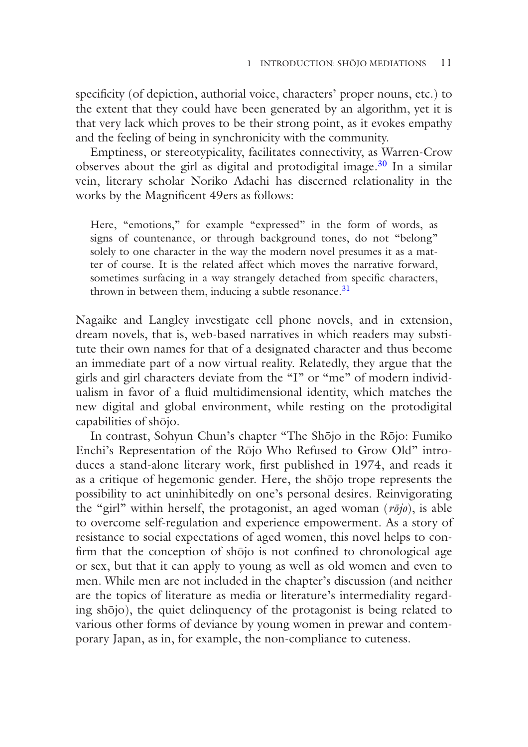specificity (of depiction, authorial voice, characters' proper nouns, etc.) to the extent that they could have been generated by an algorithm, yet it is that very lack which proves to be their strong point, as it evokes empathy and the feeling of being in synchronicity with the community.

Emptiness, or stereotypicality, facilitates connectivity, as Warren-Crow observes about the girl as digital and protodigital image.[30] In a similar vein, literary scholar Noriko Adachi has discerned relationality in the works by the Magnificent 49ers as follows:

> Here, "emotions," for example "expressed" in the form of words, as signs of countenance, or through background tones, do not "belong" solely to one character in the way the modern novel presumes it as a matter of course. It is the related affect which moves the narrative forward, sometimes surfacing in a way strangely detached from specific characters, thrown in between them, inducing a subtle resonance.[31]

Nagaike and Langley investigate cell phone novels, and in extension, dream novels, that is, web-based narratives in which readers may substitute their own names for that of a designated character and thus become an immediate part of a now virtual reality. Relatedly, they argue that the girls and girl characters deviate from the "I" or "me" of modern individualism in favor of a fluid multidimensional identity, which matches the new digital and global environment, while resting on the protodigital capabilities of shōjo.

In contrast, Sohyun Chun's chapter "The Shōjo in the Rōjo: Fumiko Enchi's Representation of the Rōjo Who Refused to Grow Old" introduces a stand-alone literary work, first published in 1974, and reads it as a critique of hegemonic gender. Here, the shōjo trope represents the possibility to act uninhibitedly on one's personal desires. Reinvigorating the "girl" within herself, the protagonist, an aged woman (*rōjo*), is able to overcome self-regulation and experience empowerment. As a story of resistance to social expectations of aged women, this novel helps to confirm that the conception of shōjo is not confined to chronological age or sex, but that it can apply to young as well as old women and even to men. While men are not included in the chapter's discussion (and neither are the topics of literature as media or literature's intermediality regarding shōjo), the quiet delinquency of the protagonist is being related to various other forms of deviance by young women in prewar and contemporary Japan, as in, for example, the non-compliance to cuteness.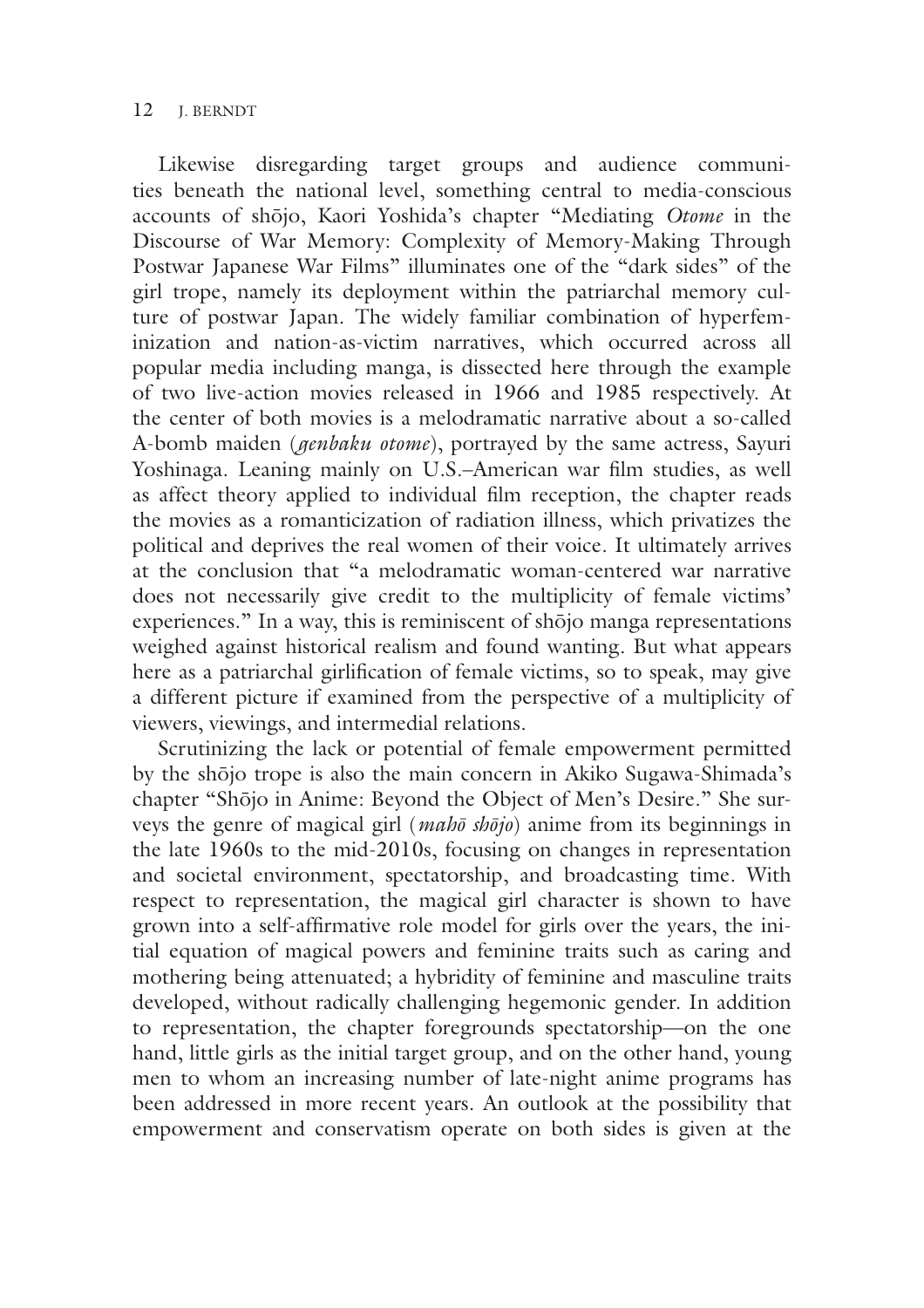Likewise disregarding target groups and audience communities beneath the national level, something central to media-conscious accounts of shōjo, Kaori Yoshida's chapter "Mediating *Otome* in the Discourse of War Memory: Complexity of Memory-Making Through Postwar Japanese War Films" illuminates one of the "dark sides" of the girl trope, namely its deployment within the patriarchal memory culture of postwar Japan. The widely familiar combination of hyperfeminization and nation-as-victim narratives, which occurred across all popular media including manga, is dissected here through the example of two live-action movies released in 1966 and 1985 respectively. At the center of both movies is a melodramatic narrative about a so-called A-bomb maiden (*genbaku otome*), portrayed by the same actress, Sayuri Yoshinaga. Leaning mainly on U.S.–American war film studies, as well as affect theory applied to individual film reception, the chapter reads the movies as a romanticization of radiation illness, which privatizes the political and deprives the real women of their voice. It ultimately arrives at the conclusion that "a melodramatic woman-centered war narrative does not necessarily give credit to the multiplicity of female victims' experiences." In a way, this is reminiscent of shōjo manga representations weighed against historical realism and found wanting. But what appears here as a patriarchal girlification of female victims, so to speak, may give a different picture if examined from the perspective of a multiplicity of viewers, viewings, and intermedial relations.

Scrutinizing the lack or potential of female empowerment permitted by the shōjo trope is also the main concern in Akiko Sugawa-Shimada's chapter "Shōjo in Anime: Beyond the Object of Men's Desire." She surveys the genre of magical girl (*mahō shōjo*) anime from its beginnings in the late 1960s to the mid-2010s, focusing on changes in representation and societal environment, spectatorship, and broadcasting time. With respect to representation, the magical girl character is shown to have grown into a self-affirmative role model for girls over the years, the initial equation of magical powers and feminine traits such as caring and mothering being attenuated; a hybridity of feminine and masculine traits developed, without radically challenging hegemonic gender. In addition to representation, the chapter foregrounds spectatorship—on the one hand, little girls as the initial target group, and on the other hand, young men to whom an increasing number of late-night anime programs has been addressed in more recent years. An outlook at the possibility that empowerment and conservatism operate on both sides is given at the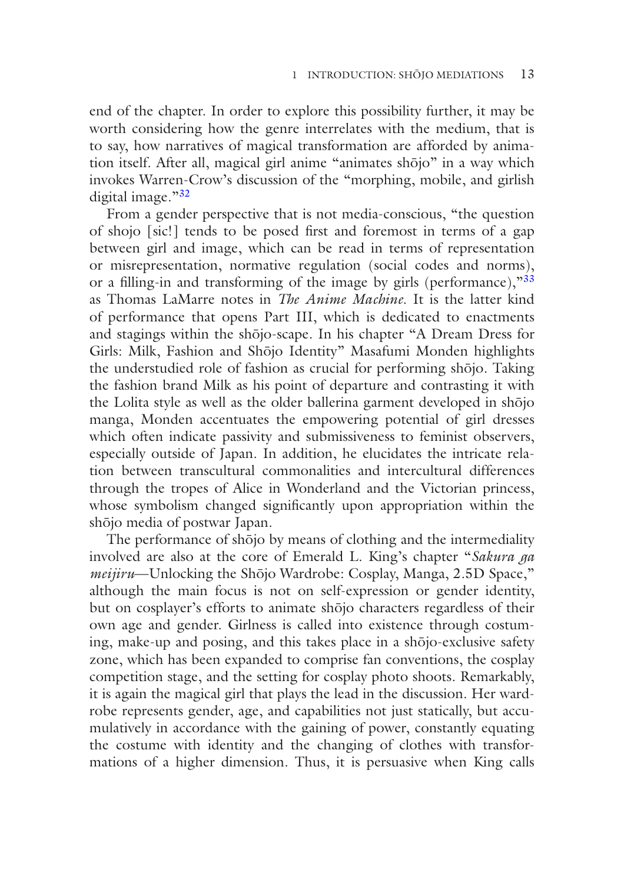end of the chapter. In order to explore this possibility further, it may be worth considering how the genre interrelates with the medium, that is to say, how narratives of magical transformation are afforded by animation itself. After all, magical girl anime "animates shōjo" in a way which invokes Warren-Crow's discussion of the "morphing, mobile, and girlish digital image."[32]

From a gender perspective that is not media-conscious, "the question of shojo [sic!] tends to be posed first and foremost in terms of a gap between girl and image, which can be read in terms of representation or misrepresentation, normative regulation (social codes and norms), or a filling-in and transforming of the image by girls (performance),"[33] as Thomas LaMarre notes in *The Anime Machine*. It is the latter kind of performance that opens Part III, which is dedicated to enactments and stagings within the shōjo-scape. In his chapter "A Dream Dress for Girls: Milk, Fashion and Shōjo Identity" Masafumi Monden highlights the understudied role of fashion as crucial for performing shōjo. Taking the fashion brand Milk as his point of departure and contrasting it with the Lolita style as well as the older ballerina garment developed in shōjo manga, Monden accentuates the empowering potential of girl dresses which often indicate passivity and submissiveness to feminist observers, especially outside of Japan. In addition, he elucidates the intricate relation between transcultural commonalities and intercultural differences through the tropes of Alice in Wonderland and the Victorian princess, whose symbolism changed significantly upon appropriation within the shōjo media of postwar Japan.

The performance of shōjo by means of clothing and the intermediality involved are also at the core of Emerald L. King's chapter "*Sakura ga meijiru*—Unlocking the Shōjo Wardrobe: Cosplay, Manga, 2.5D Space," although the main focus is not on self-expression or gender identity, but on cosplayer's efforts to animate shōjo characters regardless of their own age and gender. Girlness is called into existence through costuming, make-up and posing, and this takes place in a shōjo-exclusive safety zone, which has been expanded to comprise fan conventions, the cosplay competition stage, and the setting for cosplay photo shoots. Remarkably, it is again the magical girl that plays the lead in the discussion. Her wardrobe represents gender, age, and capabilities not just statically, but accumulatively in accordance with the gaining of power, constantly equating the costume with identity and the changing of clothes with transformations of a higher dimension. Thus, it is persuasive when King calls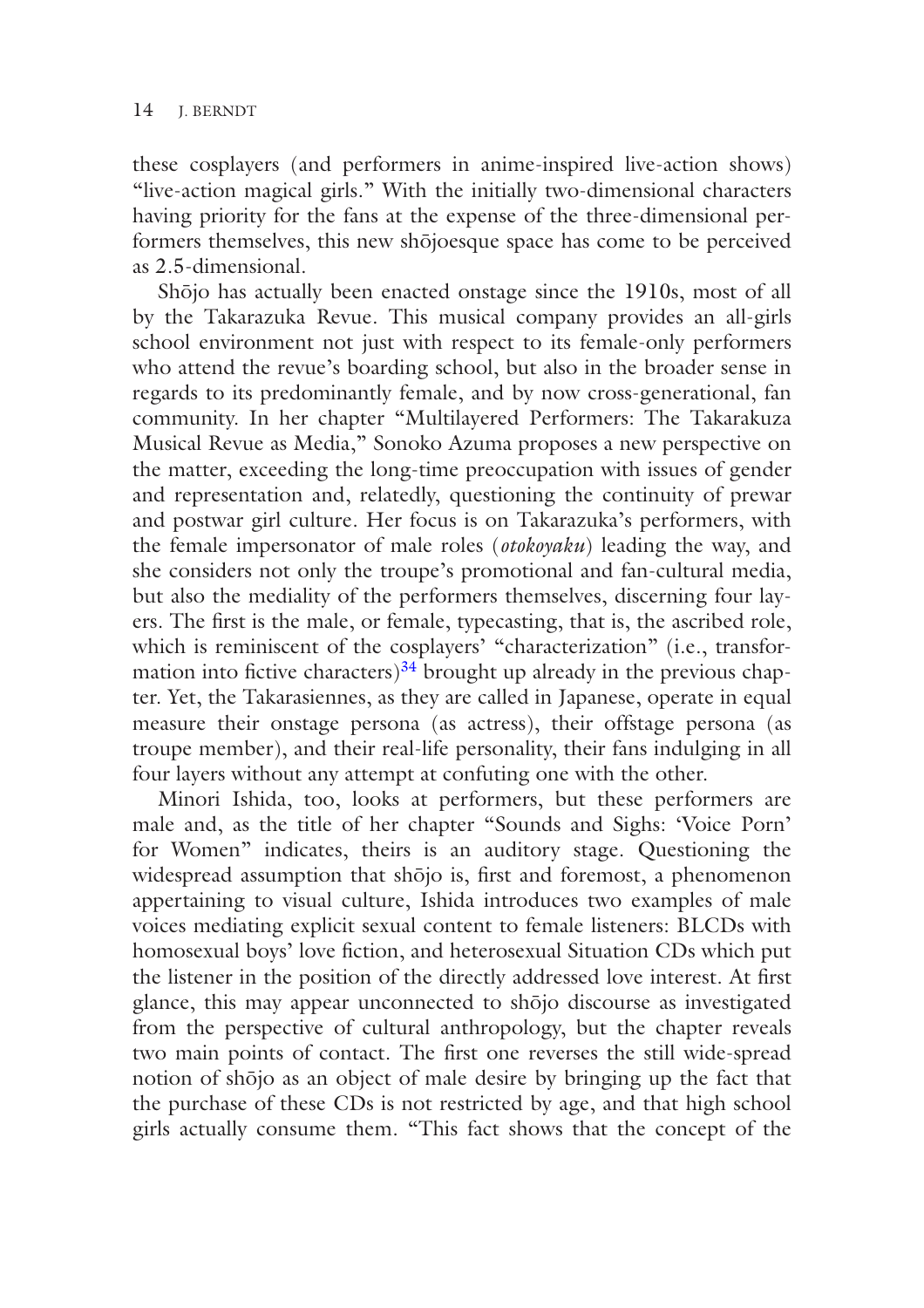these cosplayers (and performers in anime-inspired live-action shows) "live-action magical girls." With the initially two-dimensional characters having priority for the fans at the expense of the three-dimensional performers themselves, this new shōjoesque space has come to be perceived as 2.5-dimensional.

Shōjo has actually been enacted onstage since the 1910s, most of all by the Takarazuka Revue. This musical company provides an all-girls school environment not just with respect to its female-only performers who attend the revue's boarding school, but also in the broader sense in regards to its predominantly female, and by now cross-generational, fan community. In her chapter "Multilayered Performers: The Takarakuza Musical Revue as Media," Sonoko Azuma proposes a new perspective on the matter, exceeding the long-time preoccupation with issues of gender and representation and, relatedly, questioning the continuity of prewar and postwar girl culture. Her focus is on Takarazuka's performers, with the female impersonator of male roles (*otokoyaku*) leading the way, and she considers not only the troupe's promotional and fan-cultural media, but also the mediality of the performers themselves, discerning four layers. The first is the male, or female, typecasting, that is, the ascribed role, which is reminiscent of the cosplayers' "characterization" (i.e., transformation into fictive characters)[34] brought up already in the previous chapter. Yet, the Takarasiennes, as they are called in Japanese, operate in equal measure their onstage persona (as actress), their offstage persona (as troupe member), and their real-life personality, their fans indulging in all four layers without any attempt at confuting one with the other.

Minori Ishida, too, looks at performers, but these performers are male and, as the title of her chapter "Sounds and Sighs: 'Voice Porn' for Women" indicates, theirs is an auditory stage. Questioning the widespread assumption that shōjo is, first and foremost, a phenomenon appertaining to visual culture, Ishida introduces two examples of male voices mediating explicit sexual content to female listeners: BLCDs with homosexual boys' love fiction, and heterosexual Situation CDs which put the listener in the position of the directly addressed love interest. At first glance, this may appear unconnected to shōjo discourse as investigated from the perspective of cultural anthropology, but the chapter reveals two main points of contact. The first one reverses the still wide-spread notion of shōjo as an object of male desire by bringing up the fact that the purchase of these CDs is not restricted by age, and that high school girls actually consume them. "This fact shows that the concept of the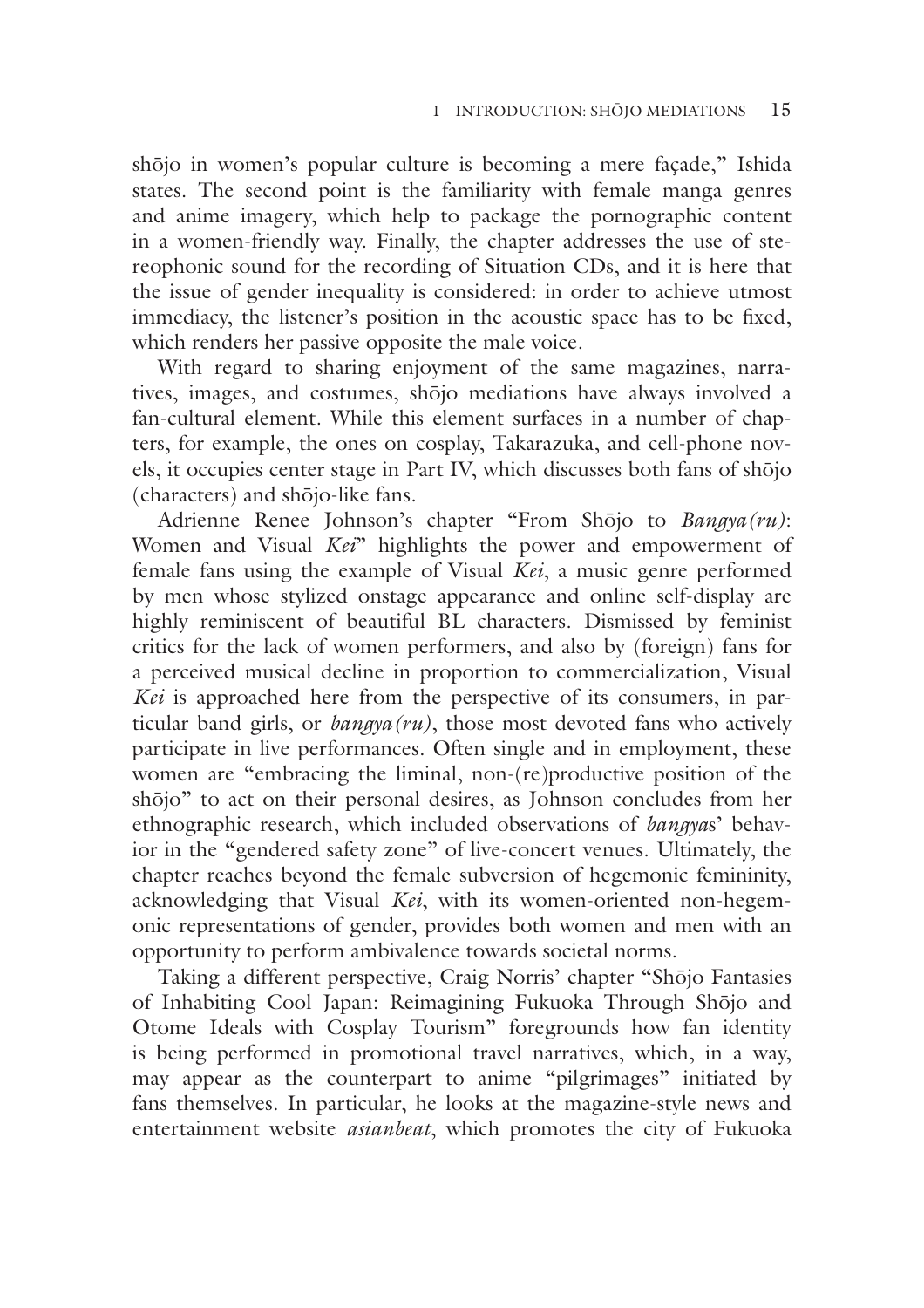shōjo in women's popular culture is becoming a mere façade," Ishida states. The second point is the familiarity with female manga genres and anime imagery, which help to package the pornographic content in a women-friendly way. Finally, the chapter addresses the use of stereophonic sound for the recording of Situation CDs, and it is here that the issue of gender inequality is considered: in order to achieve utmost immediacy, the listener's position in the acoustic space has to be fixed, which renders her passive opposite the male voice.

With regard to sharing enjoyment of the same magazines, narratives, images, and costumes, shōjo mediations have always involved a fan-cultural element. While this element surfaces in a number of chapters, for example, the ones on cosplay, Takarazuka, and cell-phone novels, it occupies center stage in Part IV, which discusses both fans of shōjo (characters) and shōjo-like fans.

Adrienne Renee Johnson's chapter "From Shōjo to *Bangya(ru)*: Women and Visual *Kei*" highlights the power and empowerment of female fans using the example of Visual *Kei*, a music genre performed by men whose stylized onstage appearance and online self-display are highly reminiscent of beautiful BL characters. Dismissed by feminist critics for the lack of women performers, and also by (foreign) fans for a perceived musical decline in proportion to commercialization, Visual *Kei* is approached here from the perspective of its consumers, in particular band girls, or *bangya(ru)*, those most devoted fans who actively participate in live performances. Often single and in employment, these women are "embracing the liminal, non-(re)productive position of the shōjo" to act on their personal desires, as Johnson concludes from her ethnographic research, which included observations of *bangya*s' behavior in the "gendered safety zone" of live-concert venues. Ultimately, the chapter reaches beyond the female subversion of hegemonic femininity, acknowledging that Visual *Kei*, with its women-oriented non-hegemonic representations of gender, provides both women and men with an opportunity to perform ambivalence towards societal norms.

Taking a different perspective, Craig Norris' chapter "Shōjo Fantasies of Inhabiting Cool Japan: Reimagining Fukuoka Through Shōjo and Otome Ideals with Cosplay Tourism" foregrounds how fan identity is being performed in promotional travel narratives, which, in a way, may appear as the counterpart to anime "pilgrimages" initiated by fans themselves. In particular, he looks at the magazine-style news and entertainment website *asianbeat*, which promotes the city of Fukuoka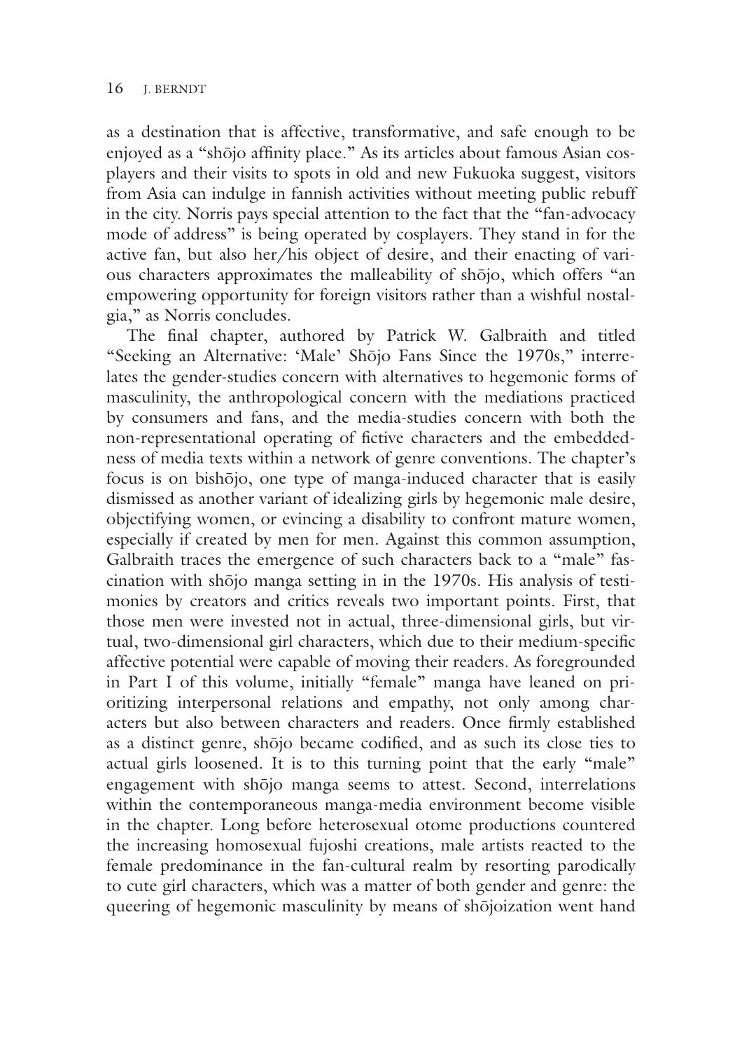as a destination that is affective, transformative, and safe enough to be enjoyed as a "shōjo affinity place." As its articles about famous Asian cosplayers and their visits to spots in old and new Fukuoka suggest, visitors from Asia can indulge in fannish activities without meeting public rebuff in the city. Norris pays special attention to the fact that the "fan-advocacy mode of address" is being operated by cosplayers. They stand in for the active fan, but also her/his object of desire, and their enacting of various characters approximates the malleability of shōjo, which offers "an empowering opportunity for foreign visitors rather than a wishful nostalgia," as Norris concludes.

The final chapter, authored by Patrick W. Galbraith and titled "Seeking an Alternative: 'Male' Shōjo Fans Since the 1970s," interrelates the gender-studies concern with alternatives to hegemonic forms of masculinity, the anthropological concern with the mediations practiced by consumers and fans, and the media-studies concern with both the non-representational operating of fictive characters and the embeddedness of media texts within a network of genre conventions. The chapter's focus is on bishōjo, one type of manga-induced character that is easily dismissed as another variant of idealizing girls by hegemonic male desire, objectifying women, or evincing a disability to confront mature women, especially if created by men for men. Against this common assumption, Galbraith traces the emergence of such characters back to a "male" fascination with shōjo manga setting in in the 1970s. His analysis of testimonies by creators and critics reveals two important points. First, that those men were invested not in actual, three-dimensional girls, but virtual, two-dimensional girl characters, which due to their medium-specific affective potential were capable of moving their readers. As foregrounded in Part I of this volume, initially "female" manga have leaned on prioritizing interpersonal relations and empathy, not only among characters but also between characters and readers. Once firmly established as a distinct genre, shōjo became codified, and as such its close ties to actual girls loosened. It is to this turning point that the early "male" engagement with shōjo manga seems to attest. Second, interrelations within the contemporaneous manga-media environment become visible in the chapter. Long before heterosexual otome productions countered the increasing homosexual fujoshi creations, male artists reacted to the female predominance in the fan-cultural realm by resorting parodically to cute girl characters, which was a matter of both gender and genre: the queering of hegemonic masculinity by means of shōjoization went hand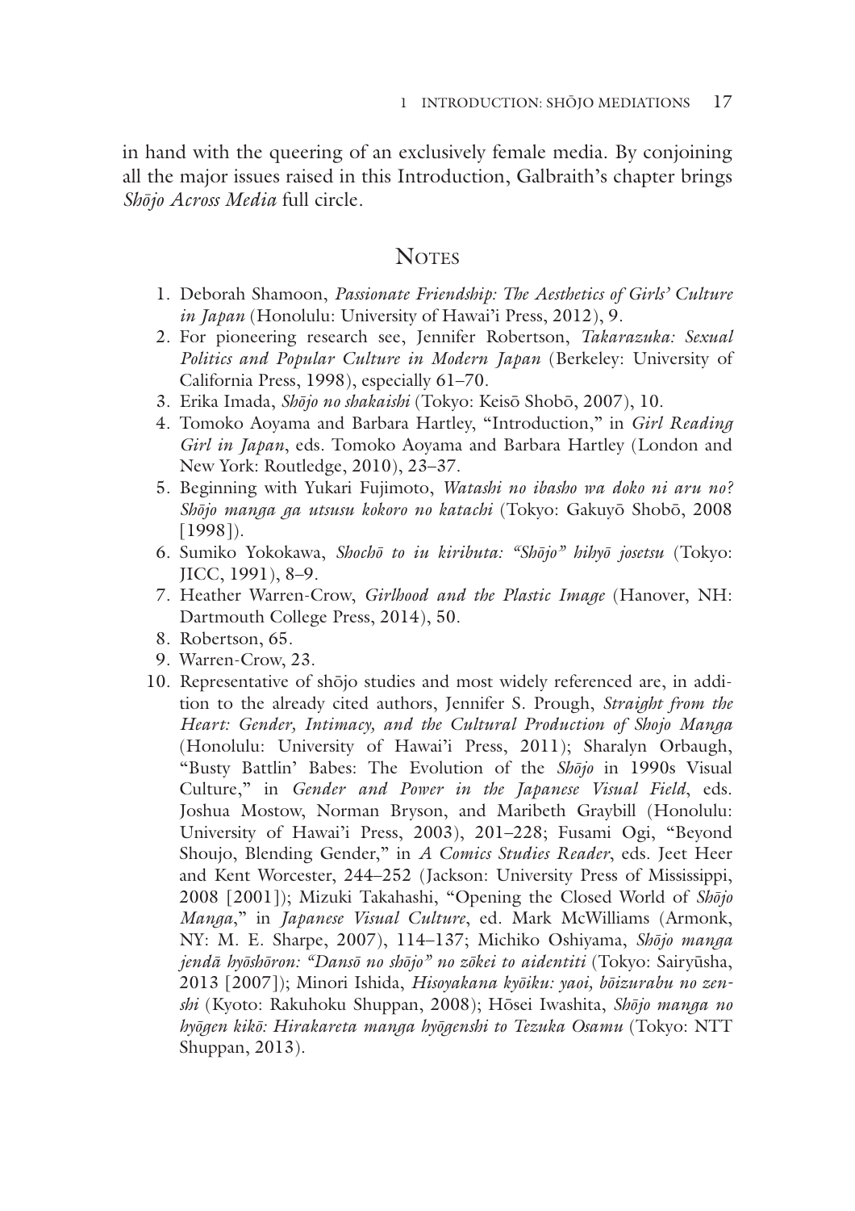in hand with the queering of an exclusively female media. By conjoining all the major issues raised in this Introduction, Galbraith's chapter brings *Shōjo Across Media* full circle.

## Notes

1. Deborah Shamoon, *Passionate Friendship: The Aesthetics of Girls' Culture in Japan* (Honolulu: University of Hawai'i Press, 2012), 9.
2. For pioneering research see, Jennifer Robertson, *Takarazuka: Sexual Politics and Popular Culture in Modern Japan* (Berkeley: University of California Press, 1998), especially 61–70.
3. Erika Imada, *Shōjo no shakaishi* (Tokyo: Keisō Shobō, 2007), 10.
4. Tomoko Aoyama and Barbara Hartley, "Introduction," in *Girl Reading Girl in Japan*, eds. Tomoko Aoyama and Barbara Hartley (London and New York: Routledge, 2010), 23–37.
5. Beginning with Yukari Fujimoto, *Watashi no ibasho wa doko ni aru no? Shōjo manga ga utsusu kokoro no katachi* (Tokyo: Gakuyō Shobō, 2008 [1998]).
6. Sumiko Yokokawa, *Shochō to iu kiributa: "Shōjo" hihyō josetsu* (Tokyo: JICC, 1991), 8–9.
7. Heather Warren-Crow, *Girlhood and the Plastic Image* (Hanover, NH: Dartmouth College Press, 2014), 50.
8. Robertson, 65.
9. Warren-Crow, 23.
10. Representative of shōjo studies and most widely referenced are, in addition to the already cited authors, Jennifer S. Prough, *Straight from the Heart: Gender, Intimacy, and the Cultural Production of Shojo Manga* (Honolulu: University of Hawai'i Press, 2011); Sharalyn Orbaugh, "Busty Battlin' Babes: The Evolution of the *Shōjo* in 1990s Visual Culture," in *Gender and Power in the Japanese Visual Field*, eds. Joshua Mostow, Norman Bryson, and Maribeth Graybill (Honolulu: University of Hawai'i Press, 2003), 201–228; Fusami Ogi, "Beyond Shoujo, Blending Gender," in *A Comics Studies Reader*, eds. Jeet Heer and Kent Worcester, 244–252 (Jackson: University Press of Mississippi, 2008 [2001]); Mizuki Takahashi, "Opening the Closed World of *Shōjo Manga*," in *Japanese Visual Culture*, ed. Mark McWilliams (Armonk, NY: M. E. Sharpe, 2007), 114–137; Michiko Oshiyama, *Shōjo manga jendā hyōshōron: "Dansō no shōjo" no zōkei to aidentiti* (Tokyo: Sairyūsha, 2013 [2007]); Minori Ishida, *Hisoyakana kyōiku: yaoi, bōizurabu no zenshi* (Kyoto: Rakuhoku Shuppan, 2008); Hōsei Iwashita, *Shōjo manga no hyōgen kikō: Hirakareta manga hyōgenshi to Tezuka Osamu* (Tokyo: NTT Shuppan, 2013).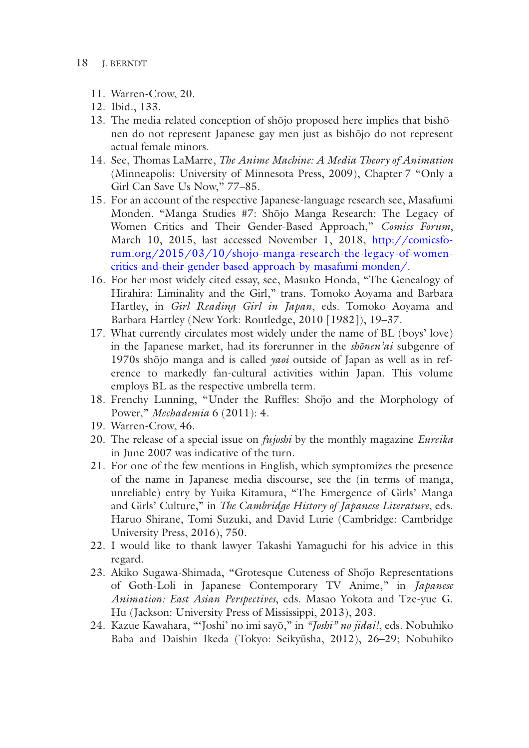11. Warren-Crow, 20.
12. Ibid., 133.
13. The media-related conception of shōjo proposed here implies that bishōnen do not represent Japanese gay men just as bishōjo do not represent actual female minors.
14. See, Thomas LaMarre, *The Anime Machine: A Media Theory of Animation* (Minneapolis: University of Minnesota Press, 2009), Chapter 7 "Only a Girl Can Save Us Now," 77–85.
15. For an account of the respective Japanese-language research see, Masafumi Monden. "Manga Studies #7: Shōjo Manga Research: The Legacy of Women Critics and Their Gender-Based Approach," *Comics Forum*, March 10, 2015, last accessed November 1, 2018, http://comicsforum.org/2015/03/10/shojo-manga-research-the-legacy-of-women-critics-and-their-gender-based-approach-by-masafumi-monden/.
16. For her most widely cited essay, see, Masuko Honda, "The Genealogy of Hirahira: Liminality and the Girl," trans. Tomoko Aoyama and Barbara Hartley, in *Girl Reading Girl in Japan*, eds. Tomoko Aoyama and Barbara Hartley (New York: Routledge, 2010 [1982]), 19–37.
17. What currently circulates most widely under the name of BL (boys' love) in the Japanese market, had its forerunner in the *shōnen'ai* subgenre of 1970s shōjo manga and is called *yaoi* outside of Japan as well as in reference to markedly fan-cultural activities within Japan. This volume employs BL as the respective umbrella term.
18. Frenchy Lunning, "Under the Ruffles: Shōjo and the Morphology of Power," *Mechademia* 6 (2011): 4.
19. Warren-Crow, 46.
20. The release of a special issue on *fujoshi* by the monthly magazine *Eureika* in June 2007 was indicative of the turn.
21. For one of the few mentions in English, which symptomizes the presence of the name in Japanese media discourse, see the (in terms of manga, unreliable) entry by Yuika Kitamura, "The Emergence of Girls' Manga and Girls' Culture," in *The Cambridge History of Japanese Literature*, eds. Haruo Shirane, Tomi Suzuki, and David Lurie (Cambridge: Cambridge University Press, 2016), 750.
22. I would like to thank lawyer Takashi Yamaguchi for his advice in this regard.
23. Akiko Sugawa-Shimada, "Grotesque Cuteness of Shōjo Representations of Goth-Loli in Japanese Contemporary TV Anime," in *Japanese Animation: East Asian Perspectives*, eds. Masao Yokota and Tze-yue G. Hu (Jackson: University Press of Mississippi, 2013), 203.
24. Kazue Kawahara, "'Joshi' no imi sayō," in *"Joshi" no jidai!*, eds. Nobuhiko Baba and Daishin Ikeda (Tokyo: Seikyūsha, 2012), 26–29; Nobuhiko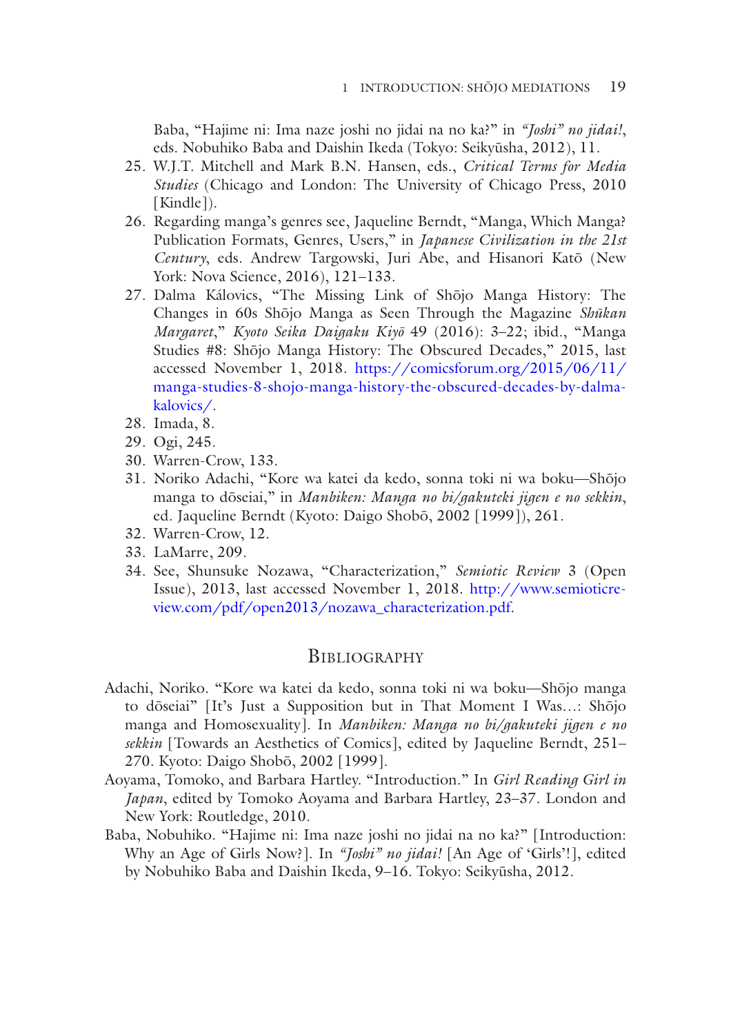Baba, "Hajime ni: Ima naze joshi no jidai na no ka?" in *"Joshi" no jidai!*, eds. Nobuhiko Baba and Daishin Ikeda (Tokyo: Seikyūsha, 2012), 11.

25. W.J.T. Mitchell and Mark B.N. Hansen, eds., *Critical Terms for Media Studies* (Chicago and London: The University of Chicago Press, 2010 [Kindle]).
26. Regarding manga's genres see, Jaqueline Berndt, "Manga, Which Manga? Publication Formats, Genres, Users," in *Japanese Civilization in the 21st Century*, eds. Andrew Targowski, Juri Abe, and Hisanori Katō (New York: Nova Science, 2016), 121–133.
27. Dalma Kálovics, "The Missing Link of Shōjo Manga History: The Changes in 60s Shōjo Manga as Seen Through the Magazine *Shūkan Margaret*," *Kyoto Seika Daigaku Kiyō* 49 (2016): 3–22; ibid., "Manga Studies #8: Shōjo Manga History: The Obscured Decades," 2015, last accessed November 1, 2018. https://comicsforum.org/2015/06/11/manga-studies-8-shojo-manga-history-the-obscured-decades-by-dalma-kalovics/.
28. Imada, 8.
29. Ogi, 245.
30. Warren-Crow, 133.
31. Noriko Adachi, "Kore wa katei da kedo, sonna toki ni wa boku—Shōjo manga to dōseiai," in *Manbiken: Manga no bi/gakuteki jigen e no sekkin*, ed. Jaqueline Berndt (Kyoto: Daigo Shobō, 2002 [1999]), 261.
32. Warren-Crow, 12.
33. LaMarre, 209.
34. See, Shunsuke Nozawa, "Characterization," *Semiotic Review* 3 (Open Issue), 2013, last accessed November 1, 2018. http://www.semioticreview.com/pdf/open2013/nozawa_characterization.pdf.

## Bibliography

Adachi, Noriko. "Kore wa katei da kedo, sonna toki ni wa boku—Shōjo manga to dōseiai" [It's Just a Supposition but in That Moment I Was…: Shōjo manga and Homosexuality]. In *Manbiken: Manga no bi/gakuteki jigen e no sekkin* [Towards an Aesthetics of Comics], edited by Jaqueline Berndt, 251–270. Kyoto: Daigo Shobō, 2002 [1999].

Aoyama, Tomoko, and Barbara Hartley. "Introduction." In *Girl Reading Girl in Japan*, edited by Tomoko Aoyama and Barbara Hartley, 23–37. London and New York: Routledge, 2010.

Baba, Nobuhiko. "Hajime ni: Ima naze joshi no jidai na no ka?" [Introduction: Why an Age of Girls Now?]. In *"Joshi" no jidai!* [An Age of 'Girls'!], edited by Nobuhiko Baba and Daishin Ikeda, 9–16. Tokyo: Seikyūsha, 2012.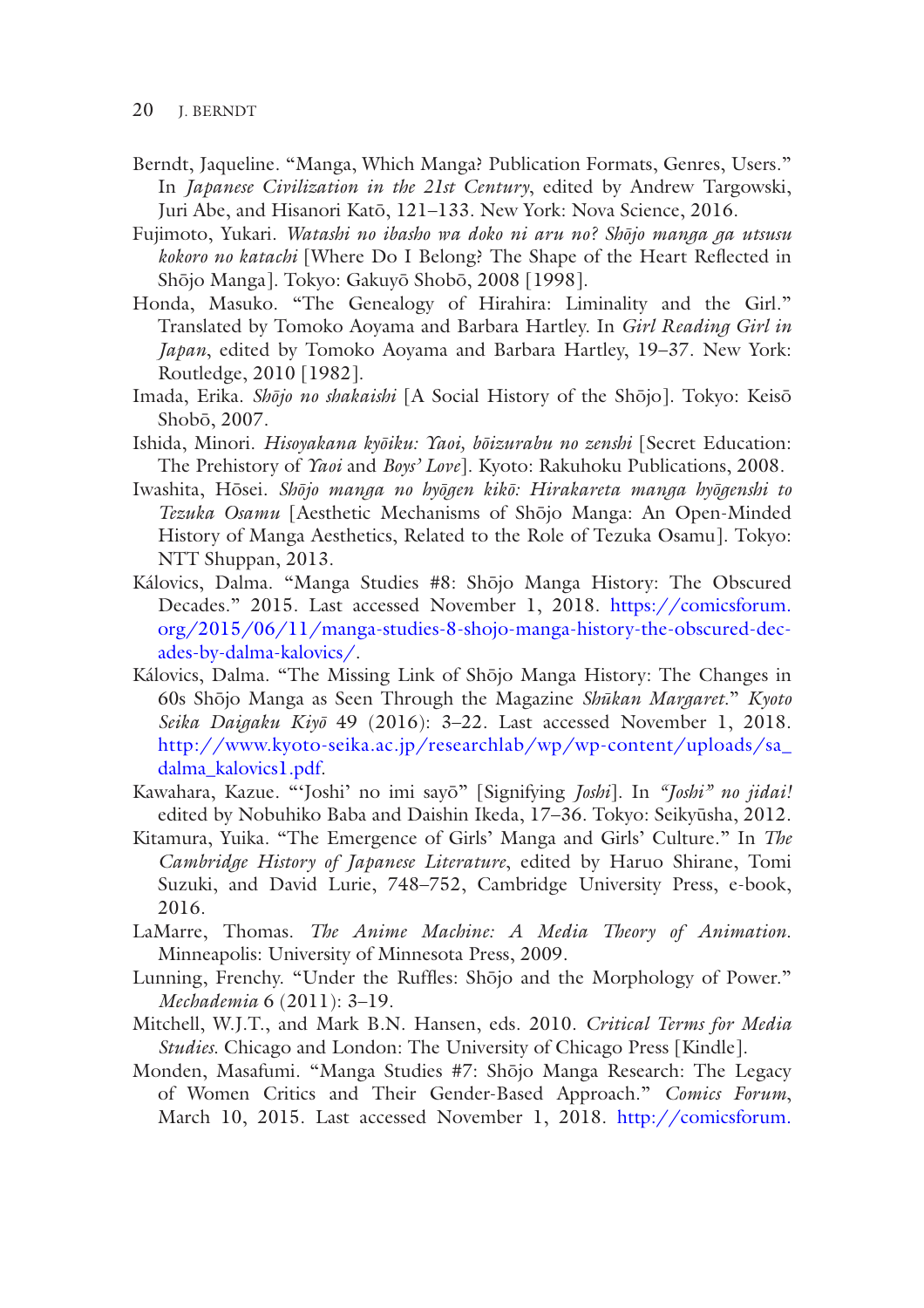Berndt, Jaqueline. "Manga, Which Manga? Publication Formats, Genres, Users." In *Japanese Civilization in the 21st Century*, edited by Andrew Targowski, Juri Abe, and Hisanori Katō, 121–133. New York: Nova Science, 2016.

Fujimoto, Yukari. *Watashi no ibasho wa doko ni aru no? Shōjo manga ga utsusu kokoro no katachi* [Where Do I Belong? The Shape of the Heart Reflected in Shōjo Manga]. Tokyo: Gakuyō Shobō, 2008 [1998].

Honda, Masuko. "The Genealogy of Hirahira: Liminality and the Girl." Translated by Tomoko Aoyama and Barbara Hartley. In *Girl Reading Girl in Japan*, edited by Tomoko Aoyama and Barbara Hartley, 19–37. New York: Routledge, 2010 [1982].

Imada, Erika. *Shōjo no shakaishi* [A Social History of the Shōjo]. Tokyo: Keisō Shobō, 2007.

Ishida, Minori. *Hisoyakana kyōiku: Yaoi, bōizurabu no zenshi* [Secret Education: The Prehistory of *Yaoi* and *Boys' Love*]. Kyoto: Rakuhoku Publications, 2008.

Iwashita, Hōsei. *Shōjo manga no hyōgen kikō: Hirakareta manga hyōgenshi to Tezuka Osamu* [Aesthetic Mechanisms of Shōjo Manga: An Open-Minded History of Manga Aesthetics, Related to the Role of Tezuka Osamu]. Tokyo: NTT Shuppan, 2013.

Kálovics, Dalma. "Manga Studies #8: Shōjo Manga History: The Obscured Decades." 2015. Last accessed November 1, 2018. https://comicsforum.org/2015/06/11/manga-studies-8-shojo-manga-history-the-obscured-decades-by-dalma-kalovics/.

Kálovics, Dalma. "The Missing Link of Shōjo Manga History: The Changes in 60s Shōjo Manga as Seen Through the Magazine *Shūkan Margaret*." *Kyoto Seika Daigaku Kiyō* 49 (2016): 3–22. Last accessed November 1, 2018. http://www.kyoto-seika.ac.jp/researchlab/wp/wp-content/uploads/sa_dalma_kalovics1.pdf.

Kawahara, Kazue. "'Joshi' no imi sayō" [Signifying *Joshi*]. In *"Joshi" no jidai!* edited by Nobuhiko Baba and Daishin Ikeda, 17–36. Tokyo: Seikyūsha, 2012.

Kitamura, Yuika. "The Emergence of Girls' Manga and Girls' Culture." In *The Cambridge History of Japanese Literature*, edited by Haruo Shirane, Tomi Suzuki, and David Lurie, 748–752, Cambridge University Press, e-book, 2016.

LaMarre, Thomas. *The Anime Machine: A Media Theory of Animation*. Minneapolis: University of Minnesota Press, 2009.

Lunning, Frenchy. "Under the Ruffles: Shōjo and the Morphology of Power." *Mechademia* 6 (2011): 3–19.

Mitchell, W.J.T., and Mark B.N. Hansen, eds. 2010. *Critical Terms for Media Studies*. Chicago and London: The University of Chicago Press [Kindle].

Monden, Masafumi. "Manga Studies #7: Shōjo Manga Research: The Legacy of Women Critics and Their Gender-Based Approach." *Comics Forum*, March 10, 2015. Last accessed November 1, 2018. http://comicsforum.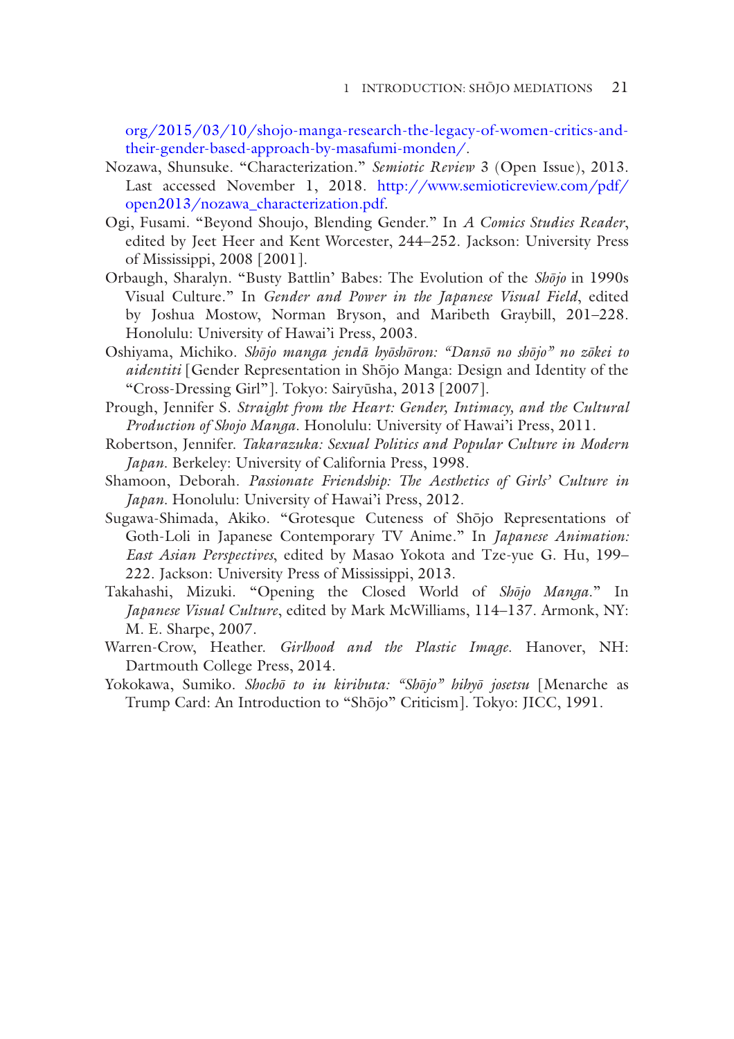org/2015/03/10/shojo-manga-research-the-legacy-of-women-critics-and-their-gender-based-approach-by-masafumi-monden/.

Nozawa, Shunsuke. "Characterization." *Semiotic Review* 3 (Open Issue), 2013. Last accessed November 1, 2018. http://www.semioticreview.com/pdf/open2013/nozawa_characterization.pdf.

Ogi, Fusami. "Beyond Shoujo, Blending Gender." In *A Comics Studies Reader*, edited by Jeet Heer and Kent Worcester, 244–252. Jackson: University Press of Mississippi, 2008 [2001].

Orbaugh, Sharalyn. "Busty Battlin' Babes: The Evolution of the *Shōjo* in 1990s Visual Culture." In *Gender and Power in the Japanese Visual Field*, edited by Joshua Mostow, Norman Bryson, and Maribeth Graybill, 201–228. Honolulu: University of Hawai'i Press, 2003.

Oshiyama, Michiko. *Shōjo manga jendā hyōshōron: "Dansō no shōjo" no zōkei to aidentiti* [Gender Representation in Shōjo Manga: Design and Identity of the "Cross-Dressing Girl"]. Tokyo: Sairyūsha, 2013 [2007].

Prough, Jennifer S. *Straight from the Heart: Gender, Intimacy, and the Cultural Production of Shojo Manga*. Honolulu: University of Hawai'i Press, 2011.

Robertson, Jennifer. *Takarazuka: Sexual Politics and Popular Culture in Modern Japan*. Berkeley: University of California Press, 1998.

Shamoon, Deborah. *Passionate Friendship: The Aesthetics of Girls' Culture in Japan*. Honolulu: University of Hawai'i Press, 2012.

Sugawa-Shimada, Akiko. "Grotesque Cuteness of Shōjo Representations of Goth-Loli in Japanese Contemporary TV Anime." In *Japanese Animation: East Asian Perspectives*, edited by Masao Yokota and Tze-yue G. Hu, 199–222. Jackson: University Press of Mississippi, 2013.

Takahashi, Mizuki. "Opening the Closed World of *Shōjo Manga*." In *Japanese Visual Culture*, edited by Mark McWilliams, 114–137. Armonk, NY: M. E. Sharpe, 2007.

Warren-Crow, Heather. *Girlhood and the Plastic Image*. Hanover, NH: Dartmouth College Press, 2014.

Yokokawa, Sumiko. *Shochō to iu kiributa: "Shōjo" hihyō josetsu* [Menarche as Trump Card: An Introduction to "Shōjo" Criticism]. Tokyo: JICC, 1991.